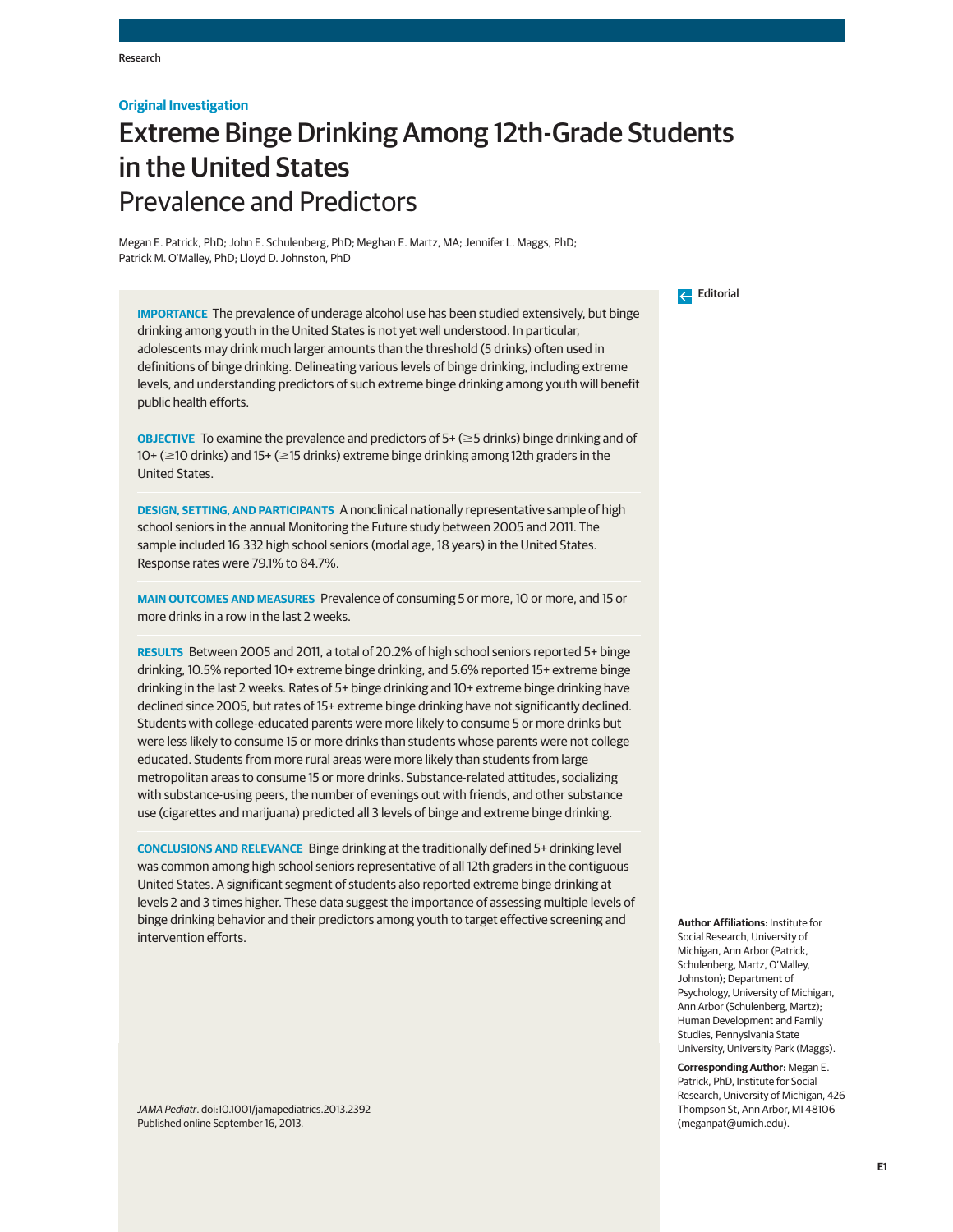Original Investigation

# Extreme Binge Drinking Among 12th-Grade Students in the United States

## Prevalence and Predictors

Megan E. Patrick, PhD; John E. Schulenberg, PhD; Meghan E. Martz, MA; Jennifer L. Maggs, PhD; Patrick M. O'Malley, PhD; Lloyd D. Johnston, PhD

Editorial

**IMPORTANCE** The prevalence of underage alcohol use has been studied extensively, but binge drinking among youth in the United States is not yet well understood. In particular, adolescents may drink much larger amounts than the threshold (5 drinks) often used in definitions of binge drinking. Delineating various levels of binge drinking, including extreme levels, and understanding predictors of such extreme binge drinking among youth will benefit public health efforts.

**OBJECTIVE** To examine the prevalence and predictors of 5+ (≥5 drinks) binge drinking and of 10+ (≥10 drinks) and 15+ (≥15 drinks) extreme binge drinking among 12th graders in the United States.

**DESIGN, SETTING, AND PARTICIPANTS** A nonclinical nationally representative sample of high school seniors in the annual Monitoring the Future study between 2005 and 2011. The sample included 16 332 high school seniors (modal age, 18 years) in the United States. Response rates were 79.1% to 84.7%.

**MAIN OUTCOMES AND MEASURES** Prevalence of consuming 5 or more, 10 or more, and 15 or more drinks in a row in the last 2 weeks.

**RESULTS** Between 2005 and 2011, a total of 20.2% of high school seniors reported 5+ binge drinking, 10.5% reported 10+ extreme binge drinking, and 5.6% reported 15+ extreme binge drinking in the last 2 weeks. Rates of 5+ binge drinking and 10+ extreme binge drinking have declined since 2005, but rates of 15+ extreme binge drinking have not significantly declined. Students with college-educated parents were more likely to consume 5 or more drinks but were less likely to consume 15 or more drinks than students whose parents were not college educated. Students from more rural areas were more likely than students from large metropolitan areas to consume 15 or more drinks. Substance-related attitudes, socializing with substance-using peers, the number of evenings out with friends, and other substance use (cigarettes and marijuana) predicted all 3 levels of binge and extreme binge drinking.

**CONCLUSIONS AND RELEVANCE** Binge drinking at the traditionally defined 5+ drinking level was common among high school seniors representative of all 12th graders in the contiguous United States. A significant segment of students also reported extreme binge drinking at levels 2 and 3 times higher. These data suggest the importance of assessing multiple levels of binge drinking behavior and their predictors among youth to target effective screening and intervention efforts.

*JAMA Pediatr*. doi:10.1001/jamapediatrics.2013.2392
Published online September 16, 2013.

**Author Affiliations:** Institute for Social Research, University of Michigan, Ann Arbor (Patrick, Schulenberg, Martz, O'Malley, Johnston); Department of Psychology, University of Michigan, Ann Arbor (Schulenberg, Martz); Human Development and Family Studies, Pennsylvania State University, University Park (Maggs).

**Corresponding Author:** Megan E. Patrick, PhD, Institute for Social Research, University of Michigan, 426 Thompson St, Ann Arbor, MI 48106 (meganpat@umich.edu).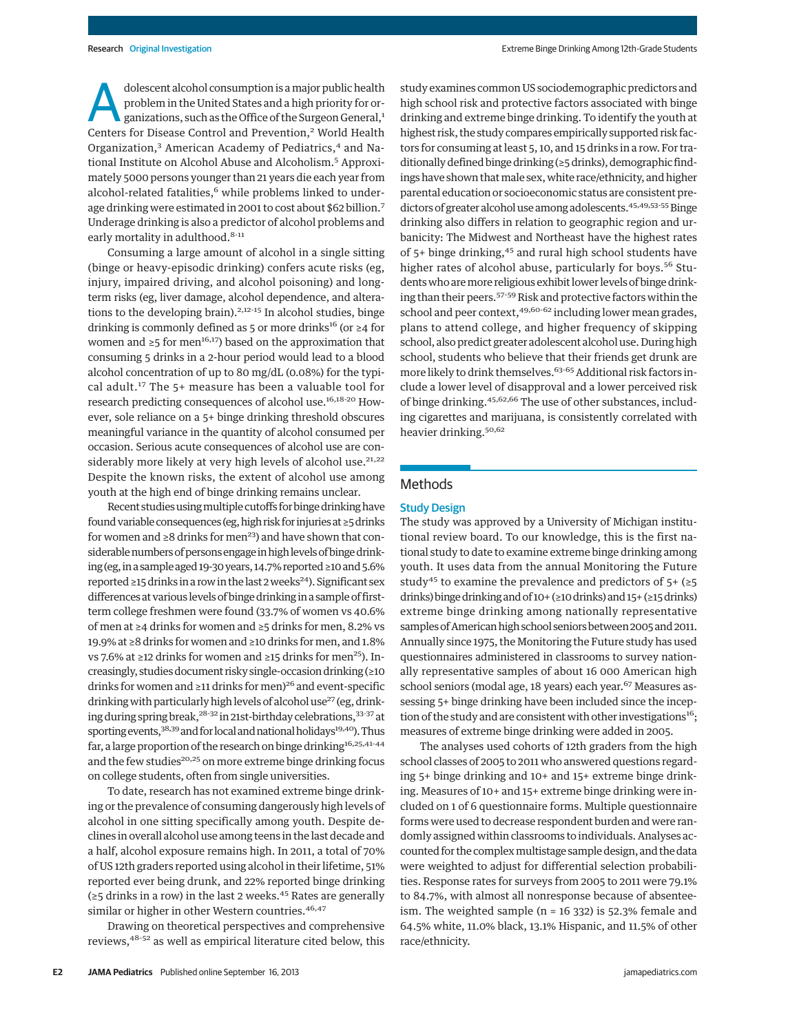Adolescent alcohol consumption is a major public health problem in the United States and a high priority for organizations, such as the Office of the Surgeon General,[1] Centers for Disease Control and Prevention,[2] World Health Organization,[3] American Academy of Pediatrics,[4] and National Institute on Alcohol Abuse and Alcoholism.[5] Approximately 5000 persons younger than 21 years die each year from alcohol-related fatalities,[6] while problems linked to underage drinking were estimated in 2001 to cost about $62 billion.[7] Underage drinking is also a predictor of alcohol problems and early mortality in adulthood.[8-11]

Consuming a large amount of alcohol in a single sitting (binge or heavy-episodic drinking) confers acute risks (eg, injury, impaired driving, and alcohol poisoning) and long-term risks (eg, liver damage, alcohol dependence, and alterations to the developing brain).[2,12-15] In alcohol studies, binge drinking is commonly defined as 5 or more drinks[16] (or ≥4 for women and ≥5 for men[16,17]) based on the approximation that consuming 5 drinks in a 2-hour period would lead to a blood alcohol concentration of up to 80 mg/dL (0.08%) for the typical adult.[17] The 5+ measure has been a valuable tool for research predicting consequences of alcohol use.[16,18-20] However, sole reliance on a 5+ binge drinking threshold obscures meaningful variance in the quantity of alcohol consumed per occasion. Serious acute consequences of alcohol use are considerably more likely at very high levels of alcohol use.[21,22] Despite the known risks, the extent of alcohol use among youth at the high end of binge drinking remains unclear.

Recent studies using multiple cutoffs for binge drinking have found variable consequences (eg, high risk for injuries at ≥5 drinks for women and ≥8 drinks for men[23]) and have shown that considerable numbers of persons engage in high levels of binge drinking (eg, in a sample aged 19-30 years, 14.7% reported ≥10 and 5.6% reported ≥15 drinks in a row in the last 2 weeks[24]). Significant sex differences at various levels of binge drinking in a sample of first-term college freshmen were found (33.7% of women vs 40.6% of men at ≥4 drinks for women and ≥5 drinks for men, 8.2% vs 19.9% at ≥8 drinks for women and ≥10 drinks for men, and 1.8% vs 7.6% at ≥12 drinks for women and ≥15 drinks for men[25]). Increasingly, studies document risky single-occasion drinking (≥10 drinks for women and ≥11 drinks for men)[26] and event-specific drinking with particularly high levels of alcohol use[27] (eg, drinking during spring break,[28-32] in 21st-birthday celebrations,[33-37] at sporting events,[38,39] and for local and national holidays[19,40]). Thus far, a large proportion of the research on binge drinking[16,25,41-44] and the few studies[20,25] on more extreme binge drinking focus on college students, often from single universities.

To date, research has not examined extreme binge drinking or the prevalence of consuming dangerously high levels of alcohol in one sitting specifically among youth. Despite declines in overall alcohol use among teens in the last decade and a half, alcohol exposure remains high. In 2011, a total of 70% of US 12th graders reported using alcohol in their lifetime, 51% reported ever being drunk, and 22% reported binge drinking (≥5 drinks in a row) in the last 2 weeks.[45] Rates are generally similar or higher in other Western countries.[46,47]

Drawing on theoretical perspectives and comprehensive reviews,[48-52] as well as empirical literature cited below, this study examines common US sociodemographic predictors and high school risk and protective factors associated with binge drinking and extreme binge drinking. To identify the youth at highest risk, the study compares empirically supported risk factors for consuming at least 5, 10, and 15 drinks in a row. For traditionally defined binge drinking (≥5 drinks), demographic findings have shown that male sex, white race/ethnicity, and higher parental education or socioeconomic status are consistent predictors of greater alcohol use among adolescents.[45,49,53-55] Binge drinking also differs in relation to geographic region and urbanicity: The Midwest and Northeast have the highest rates of 5+ binge drinking,[45] and rural high school students have higher rates of alcohol abuse, particularly for boys.[56] Students who are more religious exhibit lower levels of binge drinking than their peers.[57-59] Risk and protective factors within the school and peer context,[49,60-62] including lower mean grades, plans to attend college, and higher frequency of skipping school, also predict greater adolescent alcohol use. During high school, students who believe that their friends get drunk are more likely to drink themselves.[63-65] Additional risk factors include a lower level of disapproval and a lower perceived risk of binge drinking.[45,62,66] The use of other substances, including cigarettes and marijuana, is consistently correlated with heavier drinking.[50,62]

## Methods

### Study Design

The study was approved by a University of Michigan institutional review board. To our knowledge, this is the first national study to date to examine extreme binge drinking among youth. It uses data from the annual Monitoring the Future study[45] to examine the prevalence and predictors of 5+ (≥5 drinks) binge drinking and of 10+ (≥10 drinks) and 15+ (≥15 drinks) extreme binge drinking among nationally representative samples of American high school seniors between 2005 and 2011. Annually since 1975, the Monitoring the Future study has used questionnaires administered in classrooms to survey nationally representative samples of about 16 000 American high school seniors (modal age, 18 years) each year.[67] Measures assessing 5+ binge drinking have been included since the inception of the study and are consistent with other investigations[16]; measures of extreme binge drinking were added in 2005.

The analyses used cohorts of 12th graders from the high school classes of 2005 to 2011 who answered questions regarding 5+ binge drinking and 10+ and 15+ extreme binge drinking. Measures of 10+ and 15+ extreme binge drinking were included on 1 of 6 questionnaire forms. Multiple questionnaire forms were used to decrease respondent burden and were randomly assigned within classrooms to individuals. Analyses accounted for the complex multistage sample design, and the data were weighted to adjust for differential selection probabilities. Response rates for surveys from 2005 to 2011 were 79.1% to 84.7%, with almost all nonresponse because of absenteeism. The weighted sample (n = 16 332) is 52.3% female and 64.5% white, 11.0% black, 13.1% Hispanic, and 11.5% of other race/ethnicity.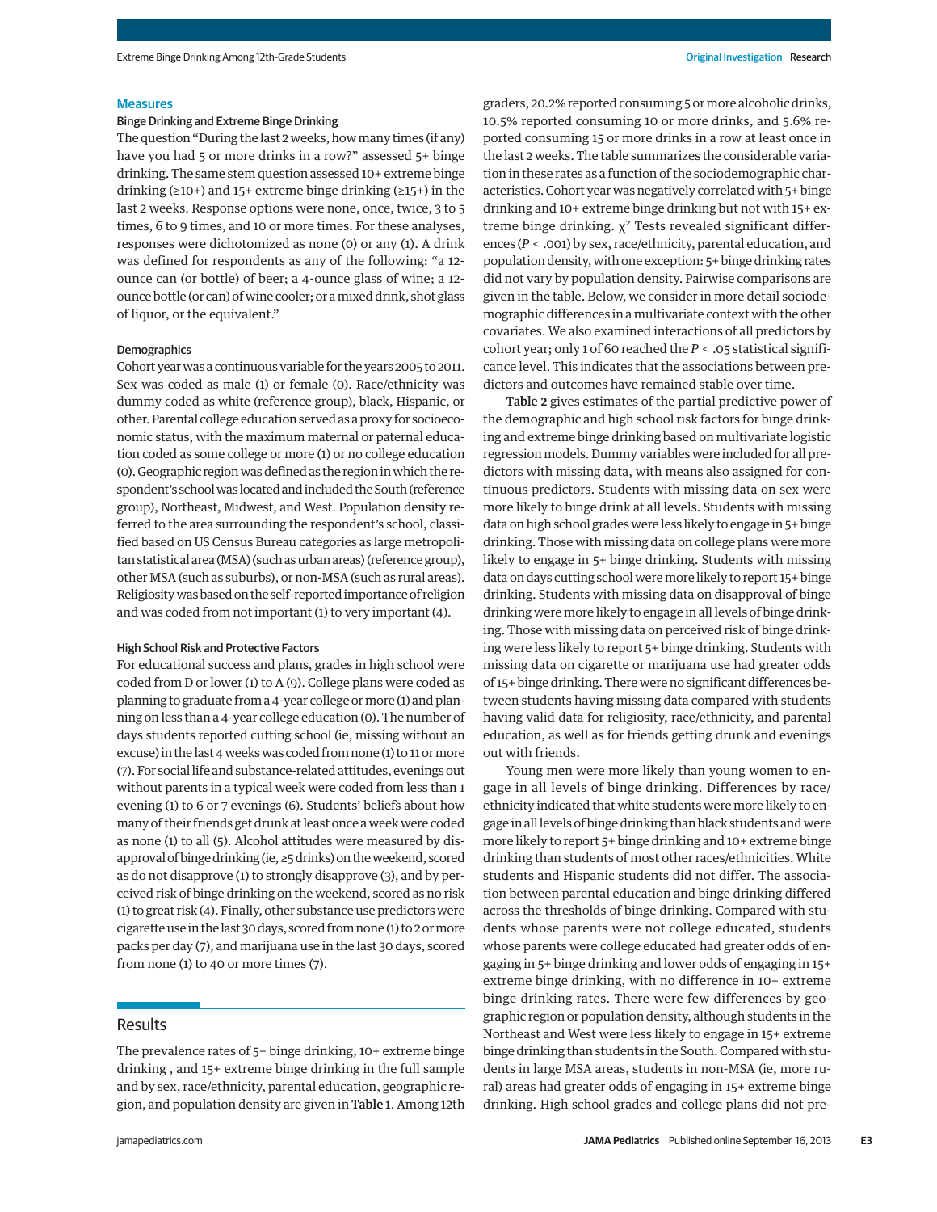## Measures

### Binge Drinking and Extreme Binge Drinking

The question "During the last 2 weeks, how many times (if any) have you had 5 or more drinks in a row?" assessed 5+ binge drinking. The same stem question assessed 10+ extreme binge drinking (≥10+) and 15+ extreme binge drinking (≥15+) in the last 2 weeks. Response options were none, once, twice, 3 to 5 times, 6 to 9 times, and 10 or more times. For these analyses, responses were dichotomized as none (0) or any (1). A drink was defined for respondents as any of the following: "a 12-ounce can (or bottle) of beer; a 4-ounce glass of wine; a 12-ounce bottle (or can) of wine cooler; or a mixed drink, shot glass of liquor, or the equivalent."

### Demographics

Cohort year was a continuous variable for the years 2005 to 2011. Sex was coded as male (1) or female (0). Race/ethnicity was dummy coded as white (reference group), black, Hispanic, or other. Parental college education served as a proxy for socioeconomic status, with the maximum maternal or paternal education coded as some college or more (1) or no college education (0). Geographic region was defined as the region in which the respondent's school was located and included the South (reference group), Northeast, Midwest, and West. Population density referred to the area surrounding the respondent's school, classified based on US Census Bureau categories as large metropolitan statistical area (MSA) (such as urban areas) (reference group), other MSA (such as suburbs), or non-MSA (such as rural areas). Religiosity was based on the self-reported importance of religion and was coded from not important (1) to very important (4).

### High School Risk and Protective Factors

For educational success and plans, grades in high school were coded from D or lower (1) to A (9). College plans were coded as planning to graduate from a 4-year college or more (1) and planning on less than a 4-year college education (0). The number of days students reported cutting school (ie, missing without an excuse) in the last 4 weeks was coded from none (1) to 11 or more (7). For social life and substance-related attitudes, evenings out without parents in a typical week were coded from less than 1 evening (1) to 6 or 7 evenings (6). Students' beliefs about how many of their friends get drunk at least once a week were coded as none (1) to all (5). Alcohol attitudes were measured by disapproval of binge drinking (ie, ≥5 drinks) on the weekend, scored as do not disapprove (1) to strongly disapprove (3), and by perceived risk of binge drinking on the weekend, scored as no risk (1) to great risk (4). Finally, other substance use predictors were cigarette use in the last 30 days, scored from none (1) to 2 or more packs per day (7), and marijuana use in the last 30 days, scored from none (1) to 40 or more times (7).

## Results

The prevalence rates of 5+ binge drinking, 10+ extreme binge drinking , and 15+ extreme binge drinking in the full sample and by sex, race/ethnicity, parental education, geographic region, and population density are given in **Table 1**. Among 12th graders, 20.2% reported consuming 5 or more alcoholic drinks, 10.5% reported consuming 10 or more drinks, and 5.6% reported consuming 15 or more drinks in a row at least once in the last 2 weeks. The table summarizes the considerable variation in these rates as a function of the sociodemographic characteristics. Cohort year was negatively correlated with 5+ binge drinking and 10+ extreme binge drinking but not with 15+ extreme binge drinking. $\chi^2$ Tests revealed significant differences ($P < .001$) by sex, race/ethnicity, parental education, and population density, with one exception: 5+ binge drinking rates did not vary by population density. Pairwise comparisons are given in the table. Below, we consider in more detail sociodemographic differences in a multivariate context with the other covariates. We also examined interactions of all predictors by cohort year; only 1 of 60 reached the $P < .05$ statistical significance level. This indicates that the associations between predictors and outcomes have remained stable over time.

**Table 2** gives estimates of the partial predictive power of the demographic and high school risk factors for binge drinking and extreme binge drinking based on multivariate logistic regression models. Dummy variables were included for all predictors with missing data, with means also assigned for continuous predictors. Students with missing data on sex were more likely to binge drink at all levels. Students with missing data on high school grades were less likely to engage in 5+ binge drinking. Those with missing data on college plans were more likely to engage in 5+ binge drinking. Students with missing data on days cutting school were more likely to report 15+ binge drinking. Students with missing data on disapproval of binge drinking were more likely to engage in all levels of binge drinking. Those with missing data on perceived risk of binge drinking were less likely to report 5+ binge drinking. Students with missing data on cigarette or marijuana use had greater odds of 15+ binge drinking. There were no significant differences between students having missing data compared with students having valid data for religiosity, race/ethnicity, and parental education, as well as for friends getting drunk and evenings out with friends.

Young men were more likely than young women to engage in all levels of binge drinking. Differences by race/ethnicity indicated that white students were more likely to engage in all levels of binge drinking than black students and were more likely to report 5+ binge drinking and 10+ extreme binge drinking than students of most other races/ethnicities. White students and Hispanic students did not differ. The association between parental education and binge drinking differed across the thresholds of binge drinking. Compared with students whose parents were not college educated, students whose parents were college educated had greater odds of engaging in 5+ binge drinking and lower odds of engaging in 15+ extreme binge drinking, with no difference in 10+ extreme binge drinking rates. There were few differences by geographic region or population density, although students in the Northeast and West were less likely to engage in 15+ extreme binge drinking than students in the South. Compared with students in large MSA areas, students in non-MSA (ie, more rural) areas had greater odds of engaging in 15+ extreme binge drinking. High school grades and college plans did not pre-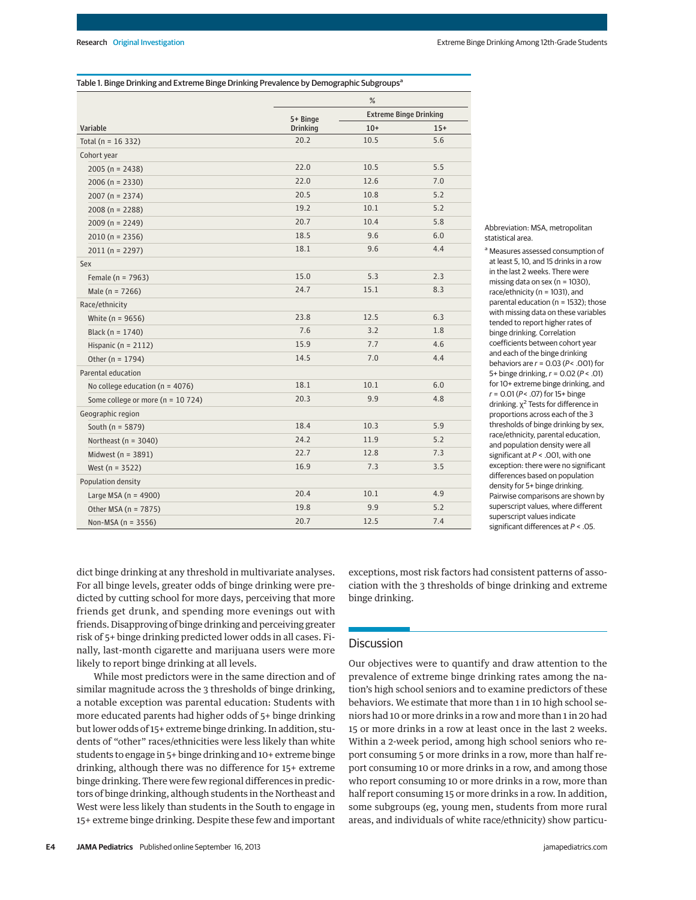Table 1. Binge Drinking and Extreme Binge Drinking Prevalence by Demographic Subgroups[a]

| Variable | %, 5+ Binge Drinking | %, Extreme Binge Drinking, 10+ | %, Extreme Binge Drinking, 15+ |
|---|---|---|---|
| Total (n = 16 332) | 20.2 | 10.5 | 5.6 |
| Cohort year | | | |
| 2005 (n = 2438) | 22.0 | 10.5 | 5.5 |
| 2006 (n = 2330) | 22.0 | 12.6 | 7.0 |
| 2007 (n = 2374) | 20.5 | 10.8 | 5.2 |
| 2008 (n = 2288) | 19.2 | 10.1 | 5.2 |
| 2009 (n = 2249) | 20.7 | 10.4 | 5.8 |
| 2010 (n = 2356) | 18.5 | 9.6 | 6.0 |
| 2011 (n = 2297) | 18.1 | 9.6 | 4.4 |
| Sex | | | |
| Female (n = 7963) | 15.0 | 5.3 | 2.3 |
| Male (n = 7266) | 24.7 | 15.1 | 8.3 |
| Race/ethnicity | | | |
| White (n = 9656) | 23.8 | 12.5 | 6.3 |
| Black (n = 1740) | 7.6 | 3.2 | 1.8 |
| Hispanic (n = 2112) | 15.9 | 7.7 | 4.6 |
| Other (n = 1794) | 14.5 | 7.0 | 4.4 |
| Parental education | | | |
| No college education (n = 4076) | 18.1 | 10.1 | 6.0 |
| Some college or more (n = 10 724) | 20.3 | 9.9 | 4.8 |
| Geographic region | | | |
| South (n = 5879) | 18.4 | 10.3 | 5.9 |
| Northeast (n = 3040) | 24.2 | 11.9 | 5.2 |
| Midwest (n = 3891) | 22.7 | 12.8 | 7.3 |
| West (n = 3522) | 16.9 | 7.3 | 3.5 |
| Population density | | | |
| Large MSA (n = 4900) | 20.4 | 10.1 | 4.9 |
| Other MSA (n = 7875) | 19.8 | 9.9 | 5.2 |
| Non-MSA (n = 3556) | 20.7 | 12.5 | 7.4 |

Abbreviation: MSA, metropolitan statistical area.

[a] Measures assessed consumption of at least 5, 10, and 15 drinks in a row in the last 2 weeks. There were missing data on sex (n = 1030), race/ethnicity (n = 1031), and parental education (n = 1532); those with missing data on these variables tended to report higher rates of binge drinking. Correlation coefficients between cohort year and each of the binge drinking behaviors are $r = 0.03$ ($P < .001$) for 5+ binge drinking, $r = 0.02$ ($P < .01$) for 10+ extreme binge drinking, and $r = 0.01$ ($P < .07$) for 15+ binge drinking. $\chi^2$ Tests for difference in proportions across each of the 3 thresholds of binge drinking by sex, race/ethnicity, parental education, and population density were all significant at $P < .001$, with one exception: there were no significant differences based on population density for 5+ binge drinking. Pairwise comparisons are shown by superscript values, where different superscript values indicate significant differences at $P < .05$.

dict binge drinking at any threshold in multivariate analyses. For all binge levels, greater odds of binge drinking were predicted by cutting school for more days, perceiving that more friends get drunk, and spending more evenings out with friends. Disapproving of binge drinking and perceiving greater risk of 5+ binge drinking predicted lower odds in all cases. Finally, last-month cigarette and marijuana users were more likely to report binge drinking at all levels.

While most predictors were in the same direction and of similar magnitude across the 3 thresholds of binge drinking, a notable exception was parental education: Students with more educated parents had higher odds of 5+ binge drinking but lower odds of 15+ extreme binge drinking. In addition, students of "other" races/ethnicities were less likely than white students to engage in 5+ binge drinking and 10+ extreme binge drinking, although there was no difference for 15+ extreme binge drinking. There were few regional differences in predictors of binge drinking, although students in the Northeast and West were less likely than students in the South to engage in 15+ extreme binge drinking. Despite these few and important exceptions, most risk factors had consistent patterns of association with the 3 thresholds of binge drinking and extreme binge drinking.

## Discussion

Our objectives were to quantify and draw attention to the prevalence of extreme binge drinking rates among the nation's high school seniors and to examine predictors of these behaviors. We estimate that more than 1 in 10 high school seniors had 10 or more drinks in a row and more than 1 in 20 had 15 or more drinks in a row at least once in the last 2 weeks. Within a 2-week period, among high school seniors who report consuming 5 or more drinks in a row, more than half report consuming 10 or more drinks in a row, and among those who report consuming 10 or more drinks in a row, more than half report consuming 15 or more drinks in a row. In addition, some subgroups (eg, young men, students from more rural areas, and individuals of white race/ethnicity) show particu-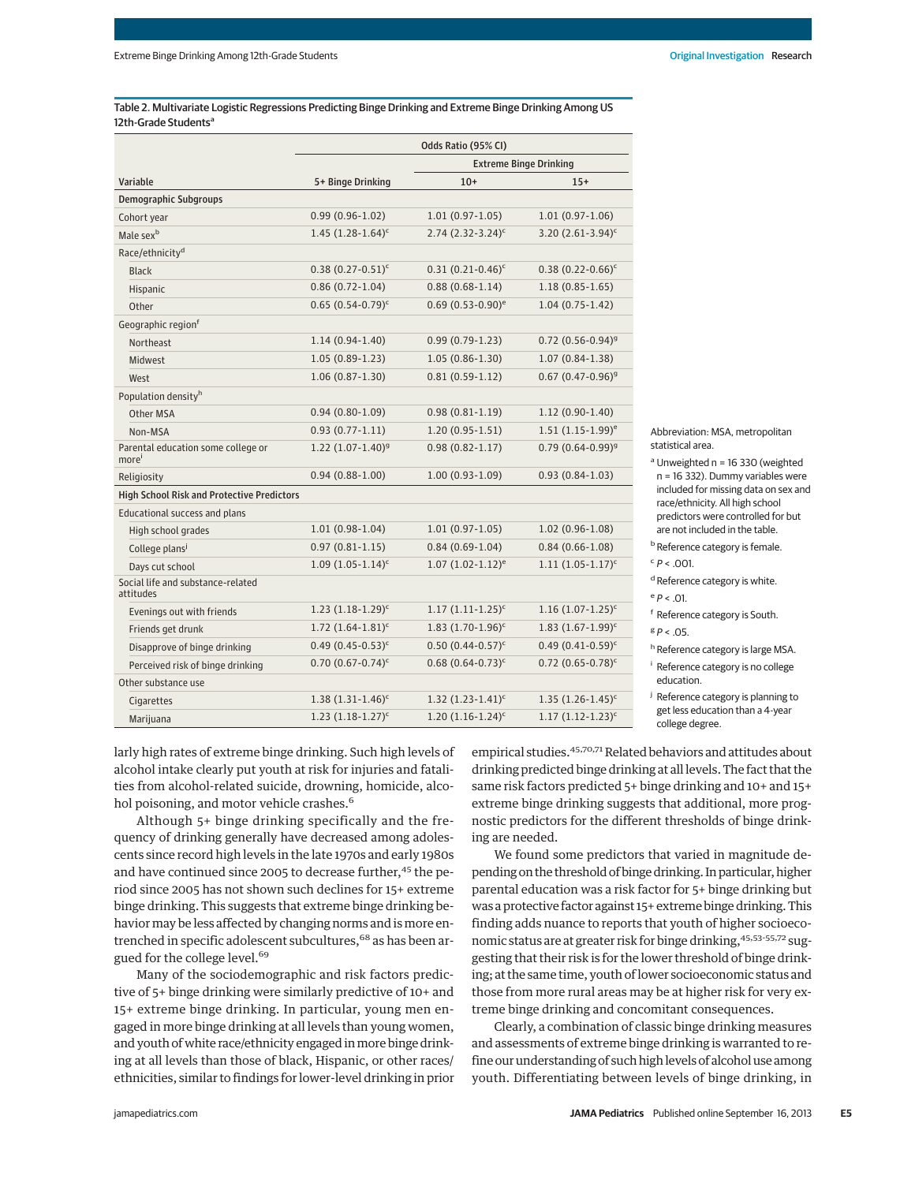Table 2. Multivariate Logistic Regressions Predicting Binge Drinking and Extreme Binge Drinking Among US 12th-Grade Students[a]

| Variable | Odds Ratio (95% CI) | | |
|---|---|---|---|
| | | Extreme Binge Drinking | |
| | 5+ Binge Drinking | 10+ | 15+ |
| **Demographic Subgroups** | | | |
| Cohort year | 0.99 (0.96-1.02) | 1.01 (0.97-1.05) | 1.01 (0.97-1.06) |
| Male sex[b] | 1.45 (1.28-1.64)[c] | 2.74 (2.32-3.24)[c] | 3.20 (2.61-3.94)[c] |
| Race/ethnicity[d] | | | |
| Black | 0.38 (0.27-0.51)[c] | 0.31 (0.21-0.46)[c] | 0.38 (0.22-0.66)[c] |
| Hispanic | 0.86 (0.72-1.04) | 0.88 (0.68-1.14) | 1.18 (0.85-1.65) |
| Other | 0.65 (0.54-0.79)[c] | 0.69 (0.53-0.90)[e] | 1.04 (0.75-1.42) |
| Geographic region[f] | | | |
| Northeast | 1.14 (0.94-1.40) | 0.99 (0.79-1.23) | 0.72 (0.56-0.94)[g] |
| Midwest | 1.05 (0.89-1.23) | 1.05 (0.86-1.30) | 1.07 (0.84-1.38) |
| West | 1.06 (0.87-1.30) | 0.81 (0.59-1.12) | 0.67 (0.47-0.96)[g] |
| Population density[h] | | | |
| Other MSA | 0.94 (0.80-1.09) | 0.98 (0.81-1.19) | 1.12 (0.90-1.40) |
| Non-MSA | 0.93 (0.77-1.11) | 1.20 (0.95-1.51) | 1.51 (1.15-1.99)[e] |
| Parental education some college or more[i] | 1.22 (1.07-1.40)[g] | 0.98 (0.82-1.17) | 0.79 (0.64-0.99)[g] |
| Religiosity | 0.94 (0.88-1.00) | 1.00 (0.93-1.09) | 0.93 (0.84-1.03) |
| **High School Risk and Protective Predictors** | | | |
| Educational success and plans | | | |
| High school grades | 1.01 (0.98-1.04) | 1.01 (0.97-1.05) | 1.02 (0.96-1.08) |
| College plans[j] | 0.97 (0.81-1.15) | 0.84 (0.69-1.04) | 0.84 (0.66-1.08) |
| Days cut school | 1.09 (1.05-1.14)[c] | 1.07 (1.02-1.12)[e] | 1.11 (1.05-1.17)[c] |
| Social life and substance-related attitudes | | | |
| Evenings out with friends | 1.23 (1.18-1.29)[c] | 1.17 (1.11-1.25)[c] | 1.16 (1.07-1.25)[c] |
| Friends get drunk | 1.72 (1.64-1.81)[c] | 1.83 (1.70-1.96)[c] | 1.83 (1.67-1.99)[c] |
| Disapprove of binge drinking | 0.49 (0.45-0.53)[c] | 0.50 (0.44-0.57)[c] | 0.49 (0.41-0.59)[c] |
| Perceived risk of binge drinking | 0.70 (0.67-0.74)[c] | 0.68 (0.64-0.73)[c] | 0.72 (0.65-0.78)[c] |
| Other substance use | | | |
| Cigarettes | 1.38 (1.31-1.46)[c] | 1.32 (1.23-1.41)[c] | 1.35 (1.26-1.45)[c] |
| Marijuana | 1.23 (1.18-1.27)[c] | 1.20 (1.16-1.24)[c] | 1.17 (1.12-1.23)[c] |

Abbreviation: MSA, metropolitan statistical area.

[a] Unweighted n = 16 330 (weighted n = 16 332). Dummy variables were included for missing data on sex and race/ethnicity. All high school predictors were controlled for but are not included in the table.

[b] Reference category is female.

[c] $P < .001$.

[d] Reference category is white.

[e] $P < .01$.

[f] Reference category is South.

[g] $P < .05$.

[h] Reference category is large MSA.

[i] Reference category is no college education.

[j] Reference category is planning to get less education than a 4-year college degree.

larly high rates of extreme binge drinking. Such high levels of alcohol intake clearly put youth at risk for injuries and fatalities from alcohol-related suicide, drowning, homicide, alcohol poisoning, and motor vehicle crashes.[6]

Although 5+ binge drinking specifically and the frequency of drinking generally have decreased among adolescents since record high levels in the late 1970s and early 1980s and have continued since 2005 to decrease further,[45] the period since 2005 has not shown such declines for 15+ extreme binge drinking. This suggests that extreme binge drinking behavior may be less affected by changing norms and is more entrenched in specific adolescent subcultures,[68] as has been argued for the college level.[69]

Many of the sociodemographic and risk factors predictive of 5+ binge drinking were similarly predictive of 10+ and 15+ extreme binge drinking. In particular, young men engaged in more binge drinking at all levels than young women, and youth of white race/ethnicity engaged in more binge drinking at all levels than those of black, Hispanic, or other races/ethnicities, similar to findings for lower-level drinking in prior empirical studies.[45,70,71] Related behaviors and attitudes about drinking predicted binge drinking at all levels. The fact that the same risk factors predicted 5+ binge drinking and 10+ and 15+ extreme binge drinking suggests that additional, more prognostic predictors for the different thresholds of binge drinking are needed.

We found some predictors that varied in magnitude depending on the threshold of binge drinking. In particular, higher parental education was a risk factor for 5+ binge drinking but was a protective factor against 15+ extreme binge drinking. This finding adds nuance to reports that youth of higher socioeconomic status are at greater risk for binge drinking,[45,53-55,72] suggesting that their risk is for the lower threshold of binge drinking; at the same time, youth of lower socioeconomic status and those from more rural areas may be at higher risk for very extreme binge drinking and concomitant consequences.

Clearly, a combination of classic binge drinking measures and assessments of extreme binge drinking is warranted to refine our understanding of such high levels of alcohol use among youth. Differentiating between levels of binge drinking, in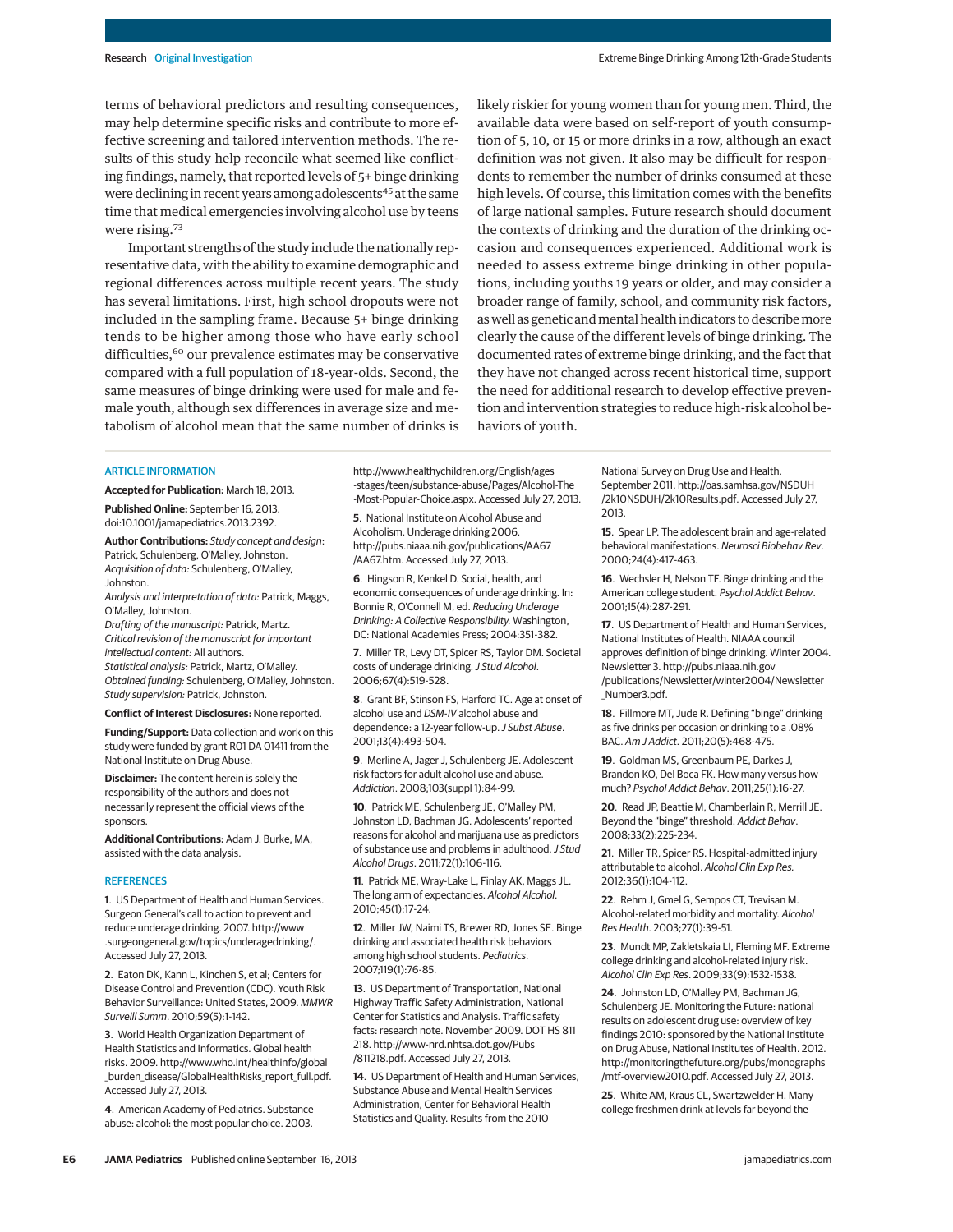terms of behavioral predictors and resulting consequences, may help determine specific risks and contribute to more effective screening and tailored intervention methods. The results of this study help reconcile what seemed like conflicting findings, namely, that reported levels of 5+ binge drinking were declining in recent years among adolescents[45] at the same time that medical emergencies involving alcohol use by teens were rising.[73]

Important strengths of the study include the nationally representative data, with the ability to examine demographic and regional differences across multiple recent years. The study has several limitations. First, high school dropouts were not included in the sampling frame. Because 5+ binge drinking tends to be higher among those who have early school difficulties,[60] our prevalence estimates may be conservative compared with a full population of 18-year-olds. Second, the same measures of binge drinking were used for male and female youth, although sex differences in average size and metabolism of alcohol mean that the same number of drinks is likely riskier for young women than for young men. Third, the available data were based on self-report of youth consumption of 5, 10, or 15 or more drinks in a row, although an exact definition was not given. It also may be difficult for respondents to remember the number of drinks consumed at these high levels. Of course, this limitation comes with the benefits of large national samples. Future research should document the contexts of drinking and the duration of the drinking occasion and consequences experienced. Additional work is needed to assess extreme binge drinking in other populations, including youths 19 years or older, and may consider a broader range of family, school, and community risk factors, as well as genetic and mental health indicators to describe more clearly the cause of the different levels of binge drinking. The documented rates of extreme binge drinking, and the fact that they have not changed across recent historical time, support the need for additional research to develop effective prevention and intervention strategies to reduce high-risk alcohol behaviors of youth.

## ARTICLE INFORMATION

**Accepted for Publication:** March 18, 2013.

**Published Online:** September 16, 2013. doi:10.1001/jamapediatrics.2013.2392.

**Author Contributions:** *Study concept and design:* Patrick, Schulenberg, O'Malley, Johnston.
*Acquisition of data:* Schulenberg, O'Malley, Johnston.
*Analysis and interpretation of data:* Patrick, Maggs, O'Malley, Johnston.
*Drafting of the manuscript:* Patrick, Martz.
*Critical revision of the manuscript for important intellectual content:* All authors.
*Statistical analysis:* Patrick, Martz, O'Malley.
*Obtained funding:* Schulenberg, O'Malley, Johnston.
*Study supervision:* Patrick, Johnston.

**Conflict of Interest Disclosures:** None reported.

**Funding/Support:** Data collection and work on this study were funded by grant R01 DA 01411 from the National Institute on Drug Abuse.

**Disclaimer:** The content herein is solely the responsibility of the authors and does not necessarily represent the official views of the sponsors.

**Additional Contributions:** Adam J. Burke, MA, assisted with the data analysis.

## REFERENCES

1. US Department of Health and Human Services. Surgeon General's call to action to prevent and reduce underage drinking. 2007. http://www.surgeongeneral.gov/topics/underagedrinking/. Accessed July 27, 2013.

2. Eaton DK, Kann L, Kinchen S, et al; Centers for Disease Control and Prevention (CDC). Youth Risk Behavior Surveillance: United States, 2009. *MMWR Surveill Summ*. 2010;59(5):1-142.

3. World Health Organization Department of Health Statistics and Informatics. Global health risks. 2009. http://www.who.int/healthinfo/global_burden_disease/GlobalHealthRisks_report_full.pdf. Accessed July 27, 2013.

4. American Academy of Pediatrics. Substance abuse: alcohol: the most popular choice. 2003. http://www.healthychildren.org/English/ages-stages/teen/substance-abuse/Pages/Alcohol-The-Most-Popular-Choice.aspx. Accessed July 27, 2013.

5. National Institute on Alcohol Abuse and Alcoholism. Underage drinking 2006. http://pubs.niaaa.nih.gov/publications/AA67/AA67.htm. Accessed July 27, 2013.

6. Hingson R, Kenkel D. Social, health, and economic consequences of underage drinking. In: Bonnie R, O'Connell M, ed. *Reducing Underage Drinking: A Collective Responsibility.* Washington, DC: National Academies Press; 2004:351-382.

7. Miller TR, Levy DT, Spicer RS, Taylor DM. Societal costs of underage drinking. *J Stud Alcohol*. 2006;67(4):519-528.

8. Grant BF, Stinson FS, Harford TC. Age at onset of alcohol use and *DSM-IV* alcohol abuse and dependence: a 12-year follow-up. *J Subst Abuse*. 2001;13(4):493-504.

9. Merline A, Jager J, Schulenberg JE. Adolescent risk factors for adult alcohol use and abuse. *Addiction*. 2008;103(suppl 1):84-99.

10. Patrick ME, Schulenberg JE, O'Malley PM, Johnston LD, Bachman JG. Adolescents' reported reasons for alcohol and marijuana use as predictors of substance use and problems in adulthood. *J Stud Alcohol Drugs*. 2011;72(1):106-116.

11. Patrick ME, Wray-Lake L, Finlay AK, Maggs JL. The long arm of expectancies. *Alcohol Alcohol*. 2010;45(1):17-24.

12. Miller JW, Naimi TS, Brewer RD, Jones SE. Binge drinking and associated health risk behaviors among high school students. *Pediatrics*. 2007;119(1):76-85.

13. US Department of Transportation, National Highway Traffic Safety Administration, National Center for Statistics and Analysis. Traffic safety facts: research note. November 2009. DOT HS 811 218. http://www-nrd.nhtsa.dot.gov/Pubs/811218.pdf. Accessed July 27, 2013.

14. US Department of Health and Human Services, Substance Abuse and Mental Health Services Administration, Center for Behavioral Health Statistics and Quality. Results from the 2010 National Survey on Drug Use and Health. September 2011. http://oas.samhsa.gov/NSDUH/2k10NSDUH/2k10Results.pdf. Accessed July 27, 2013.

15. Spear LP. The adolescent brain and age-related behavioral manifestations. *Neurosci Biobehav Rev*. 2000;24(4):417-463.

16. Wechsler H, Nelson TF. Binge drinking and the American college student. *Psychol Addict Behav*. 2001;15(4):287-291.

17. US Department of Health and Human Services, National Institutes of Health. NIAAA council approves definition of binge drinking. Winter 2004. Newsletter 3. http://pubs.niaaa.nih.gov/publications/Newsletter/winter2004/Newsletter_Number3.pdf.

18. Fillmore MT, Jude R. Defining "binge" drinking as five drinks per occasion or drinking to a .08% BAC. *Am J Addict*. 2011;20(5):468-475.

19. Goldman MS, Greenbaum PE, Darkes J, Brandon KO, Del Boca FK. How many versus how much? *Psychol Addict Behav*. 2011;25(1):16-27.

20. Read JP, Beattie M, Chamberlain R, Merrill JE. Beyond the "binge" threshold. *Addict Behav*. 2008;33(2):225-234.

21. Miller TR, Spicer RS. Hospital-admitted injury attributable to alcohol. *Alcohol Clin Exp Res*. 2012;36(1):104-112.

22. Rehm J, Gmel G, Sempos CT, Trevisan M. Alcohol-related morbidity and mortality. *Alcohol Res Health*. 2003;27(1):39-51.

23. Mundt MP, Zakletskaia LI, Fleming MF. Extreme college drinking and alcohol-related injury risk. *Alcohol Clin Exp Res*. 2009;33(9):1532-1538.

24. Johnston LD, O'Malley PM, Bachman JG, Schulenberg JE. Monitoring the Future: national results on adolescent drug use: overview of key findings 2010: sponsored by the National Institute on Drug Abuse, National Institutes of Health. 2012. http://monitoringthefuture.org/pubs/monographs/mtf-overview2010.pdf. Accessed July 27, 2013.

25. White AM, Kraus CL, Swartzwelder H. Many college freshmen drink at levels far beyond the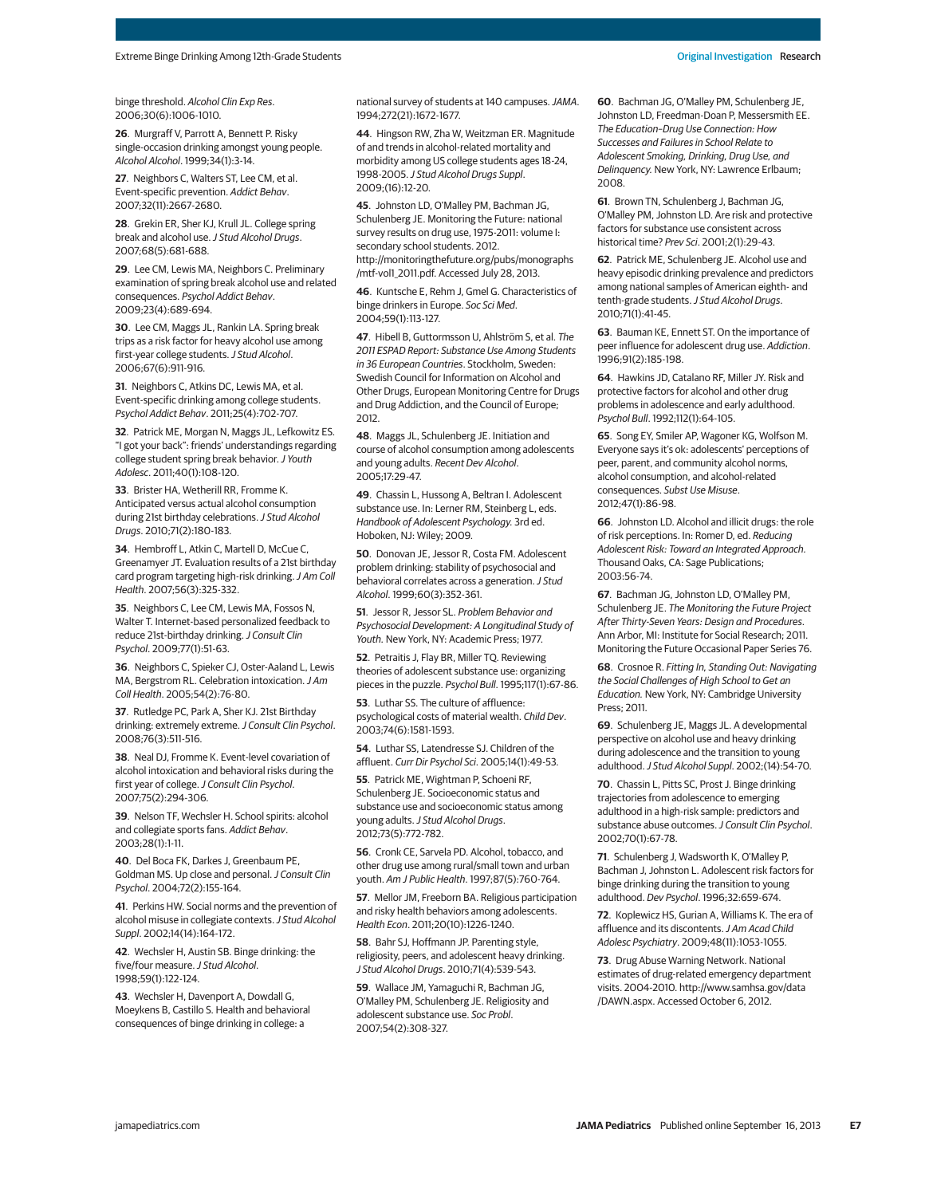binge threshold. *Alcohol Clin Exp Res*. 2006;30(6):1006-1010.

**26**. Murgraff V, Parrott A, Bennett P. Risky single-occasion drinking amongst young people. *Alcohol Alcohol*. 1999;34(1):3-14.

**27**. Neighbors C, Walters ST, Lee CM, et al. Event-specific prevention. *Addict Behav*. 2007;32(11):2667-2680.

**28**. Grekin ER, Sher KJ, Krull JL. College spring break and alcohol use. *J Stud Alcohol Drugs*. 2007;68(5):681-688.

**29**. Lee CM, Lewis MA, Neighbors C. Preliminary examination of spring break alcohol use and related consequences. *Psychol Addict Behav*. 2009;23(4):689-694.

**30**. Lee CM, Maggs JL, Rankin LA. Spring break trips as a risk factor for heavy alcohol use among first-year college students. *J Stud Alcohol*. 2006;67(6):911-916.

**31**. Neighbors C, Atkins DC, Lewis MA, et al. Event-specific drinking among college students. *Psychol Addict Behav*. 2011;25(4):702-707.

**32**. Patrick ME, Morgan N, Maggs JL, Lefkowitz ES. "I got your back": friends' understandings regarding college student spring break behavior. *J Youth Adolesc*. 2011;40(1):108-120.

**33**. Brister HA, Wetherill RR, Fromme K. Anticipated versus actual alcohol consumption during 21st birthday celebrations. *J Stud Alcohol Drugs*. 2010;71(2):180-183.

**34**. Hembroff L, Atkin C, Martell D, McCue C, Greenamyer JT. Evaluation results of a 21st birthday card program targeting high-risk drinking. *J Am Coll Health*. 2007;56(3):325-332.

**35**. Neighbors C, Lee CM, Lewis MA, Fossos N, Walter T. Internet-based personalized feedback to reduce 21st-birthday drinking. *J Consult Clin Psychol*. 2009;77(1):51-63.

**36**. Neighbors C, Spieker CJ, Oster-Aaland L, Lewis MA, Bergstrom RL. Celebration intoxication. *J Am Coll Health*. 2005;54(2):76-80.

**37**. Rutledge PC, Park A, Sher KJ. 21st Birthday drinking: extremely extreme. *J Consult Clin Psychol*. 2008;76(3):511-516.

**38**. Neal DJ, Fromme K. Event-level covariation of alcohol intoxication and behavioral risks during the first year of college. *J Consult Clin Psychol*. 2007;75(2):294-306.

**39**. Nelson TF, Wechsler H. School spirits: alcohol and collegiate sports fans. *Addict Behav*. 2003;28(1):1-11.

**40**. Del Boca FK, Darkes J, Greenbaum PE, Goldman MS. Up close and personal. *J Consult Clin Psychol*. 2004;72(2):155-164.

**41**. Perkins HW. Social norms and the prevention of alcohol misuse in collegiate contexts. *J Stud Alcohol Suppl*. 2002;14(14):164-172.

**42**. Wechsler H, Austin SB. Binge drinking: the five/four measure. *J Stud Alcohol*. 1998;59(1):122-124.

**43**. Wechsler H, Davenport A, Dowdall G, Moeykens B, Castillo S. Health and behavioral consequences of binge drinking in college: a national survey of students at 140 campuses. *JAMA*. 1994;272(21):1672-1677.

**44**. Hingson RW, Zha W, Weitzman ER. Magnitude of and trends in alcohol-related mortality and morbidity among US college students ages 18-24, 1998-2005. *J Stud Alcohol Drugs Suppl*. 2009;(16):12-20.

**45**. Johnston LD, O'Malley PM, Bachman JG, Schulenberg JE. Monitoring the Future: national survey results on drug use, 1975-2011: volume I: secondary school students. 2012. http://monitoringthefuture.org/pubs/monographs/mtf-vol1_2011.pdf. Accessed July 28, 2013.

**46**. Kuntsche E, Rehm J, Gmel G. Characteristics of binge drinkers in Europe. *Soc Sci Med*. 2004;59(1):113-127.

**47**. Hibell B, Guttormsson U, Ahlström S, et al. *The 2011 ESPAD Report: Substance Use Among Students in 36 European Countries*. Stockholm, Sweden: Swedish Council for Information on Alcohol and Other Drugs, European Monitoring Centre for Drugs and Drug Addiction, and the Council of Europe; 2012.

**48**. Maggs JL, Schulenberg JE. Initiation and course of alcohol consumption among adolescents and young adults. *Recent Dev Alcohol*. 2005;17:29-47.

**49**. Chassin L, Hussong A, Beltran I. Adolescent substance use. In: Lerner RM, Steinberg L, eds. *Handbook of Adolescent Psychology*. 3rd ed. Hoboken, NJ: Wiley; 2009.

**50**. Donovan JE, Jessor R, Costa FM. Adolescent problem drinking: stability of psychosocial and behavioral correlates across a generation. *J Stud Alcohol*. 1999;60(3):352-361.

**51**. Jessor R, Jessor SL. *Problem Behavior and Psychosocial Development: A Longitudinal Study of Youth*. New York, NY: Academic Press; 1977.

**52**. Petraitis J, Flay BR, Miller TQ. Reviewing theories of adolescent substance use: organizing pieces in the puzzle. *Psychol Bull*. 1995;117(1):67-86.

**53**. Luthar SS. The culture of affluence: psychological costs of material wealth. *Child Dev*. 2003;74(6):1581-1593.

**54**. Luthar SS, Latendresse SJ. Children of the affluent. *Curr Dir Psychol Sci*. 2005;14(1):49-53.

**55**. Patrick ME, Wightman P, Schoeni RF, Schulenberg JE. Socioeconomic status and substance use and socioeconomic status among young adults. *J Stud Alcohol Drugs*. 2012;73(5):772-782.

**56**. Cronk CE, Sarvela PD. Alcohol, tobacco, and other drug use among rural/small town and urban youth. *Am J Public Health*. 1997;87(5):760-764.

**57**. Mellor JM, Freeborn BA. Religious participation and risky health behaviors among adolescents. *Health Econ*. 2011;20(10):1226-1240.

**58**. Bahr SJ, Hoffmann JP. Parenting style, religiosity, peers, and adolescent heavy drinking. *J Stud Alcohol Drugs*. 2010;71(4):539-543.

**59**. Wallace JM, Yamaguchi R, Bachman JG, O'Malley PM, Schulenberg JE. Religiosity and adolescent substance use. *Soc Probl*. 2007;54(2):308-327.

**60**. Bachman JG, O'Malley PM, Schulenberg JE, Johnston LD, Freedman-Doan P, Messersmith EE. *The Education–Drug Use Connection: How Successes and Failures in School Relate to Adolescent Smoking, Drinking, Drug Use, and Delinquency*. New York, NY: Lawrence Erlbaum; 2008.

**61**. Brown TN, Schulenberg J, Bachman JG, O'Malley PM, Johnston LD. Are risk and protective factors for substance use consistent across historical time? *Prev Sci*. 2001;2(1):29-43.

**62**. Patrick ME, Schulenberg JE. Alcohol use and heavy episodic drinking prevalence and predictors among national samples of American eighth- and tenth-grade students. *J Stud Alcohol Drugs*. 2010;71(1):41-45.

**63**. Bauman KE, Ennett ST. On the importance of peer influence for adolescent drug use. *Addiction*. 1996;91(2):185-198.

**64**. Hawkins JD, Catalano RF, Miller JY. Risk and protective factors for alcohol and other drug problems in adolescence and early adulthood. *Psychol Bull*. 1992;112(1):64-105.

**65**. Song EY, Smiler AP, Wagoner KG, Wolfson M. Everyone says it's ok: adolescents' perceptions of peer, parent, and community alcohol norms, alcohol consumption, and alcohol-related consequences. *Subst Use Misuse*. 2012;47(1):86-98.

**66**. Johnston LD. Alcohol and illicit drugs: the role of risk perceptions. In: Romer D, ed. *Reducing Adolescent Risk: Toward an Integrated Approach*. Thousand Oaks, CA: Sage Publications; 2003:56-74.

**67**. Bachman JG, Johnston LD, O'Malley PM, Schulenberg JE. *The Monitoring the Future Project After Thirty-Seven Years: Design and Procedures*. Ann Arbor, MI: Institute for Social Research; 2011. Monitoring the Future Occasional Paper Series 76.

**68**. Crosnoe R. *Fitting In, Standing Out: Navigating the Social Challenges of High School to Get an Education*. New York, NY: Cambridge University Press; 2011.

**69**. Schulenberg JE, Maggs JL. A developmental perspective on alcohol use and heavy drinking during adolescence and the transition to young adulthood. *J Stud Alcohol Suppl*. 2002;(14):54-70.

**70**. Chassin L, Pitts SC, Prost J. Binge drinking trajectories from adolescence to emerging adulthood in a high-risk sample: predictors and substance abuse outcomes. *J Consult Clin Psychol*. 2002;70(1):67-78.

**71**. Schulenberg J, Wadsworth K, O'Malley P, Bachman J, Johnston L. Adolescent risk factors for binge drinking during the transition to young adulthood. *Dev Psychol*. 1996;32:659-674.

**72**. Koplewicz HS, Gurian A, Williams K. The era of affluence and its discontents. *J Am Acad Child Adolesc Psychiatry*. 2009;48(11):1053-1055.

**73**. Drug Abuse Warning Network. National estimates of drug-related emergency department visits. 2004-2010. http://www.samhsa.gov/data/DAWN.aspx. Accessed October 6, 2012.